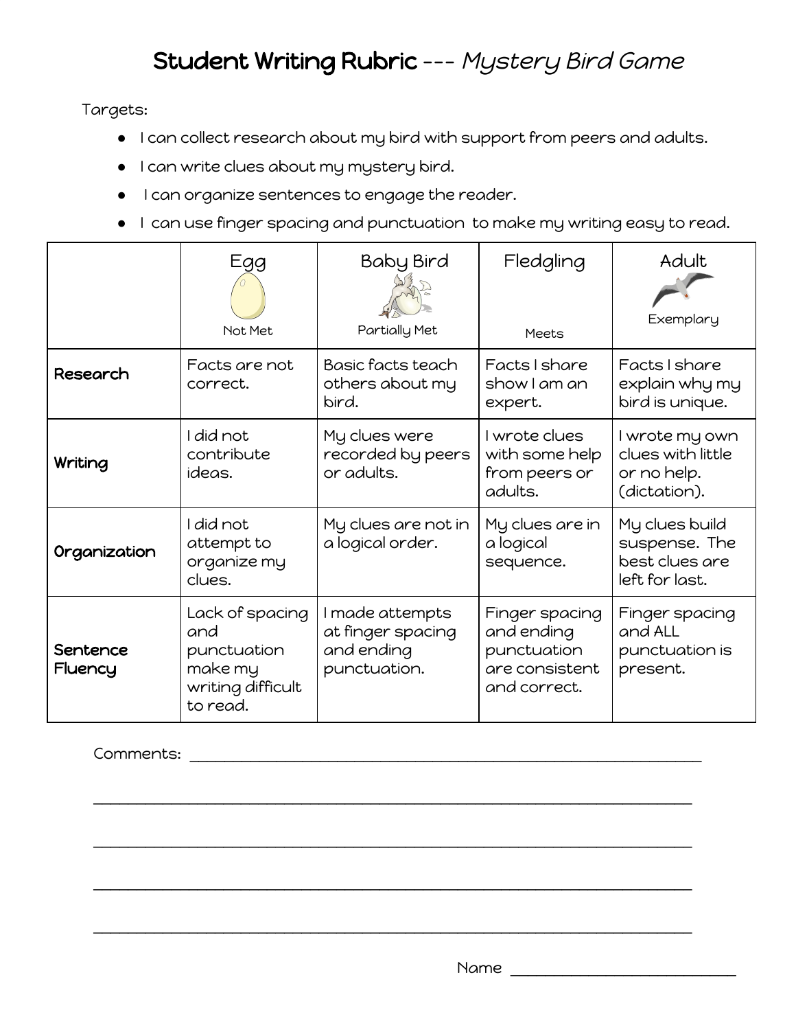# Student Writing Rubric --- *Mystery Bird Game*

Targets:

- I can collect research about my bird with support from peers and adults.
- I can write clues about my mystery bird.
- I can organize sentences to engage the reader.
- I can use finger spacing and punctuation to make my writing easy to read.

| | Egg<br>Not Met | Baby Bird<br>Partially Met | Fledgling<br>Meets | Adult<br>Exemplary |
|---|---|---|---|---|
| **Research** | Facts are not correct. | Basic facts teach others about my bird. | Facts I share show I am an expert. | Facts I share explain why my bird is unique. |
| **Writing** | I did not contribute ideas. | My clues were recorded by peers or adults. | I wrote clues with some help from peers or adults. | I wrote my own clues with little or no help. (dictation). |
| **Organization** | I did not attempt to organize my clues. | My clues are not in a logical order. | My clues are in a logical sequence. | My clues build suspense. The best clues are left for last. |
| **Sentence Fluency** | Lack of spacing and punctuation make my writing difficult to read. | I made attempts at finger spacing and ending punctuation. | Finger spacing and ending punctuation are consistent and correct. | Finger spacing and ALL punctuation is present. |

Comments: ________________________________________________________________

________________________________________________________________

________________________________________________________________

________________________________________________________________

________________________________________________________________

Name ____________________________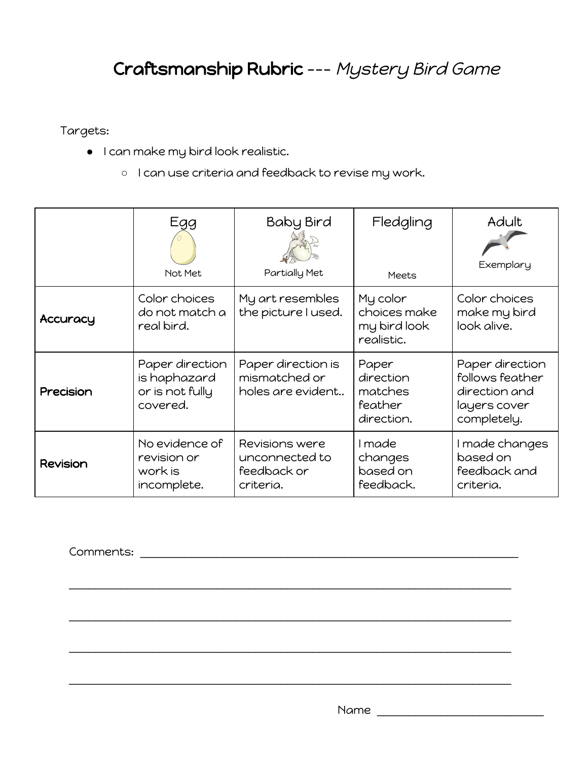# **Craftsmanship Rubric** --- *Mystery Bird Game*

Targets:

- I can make my bird look realistic.
  - I can use criteria and feedback to revise my work.

| | Egg<br>Not Met | Baby Bird<br>Partially Met | Fledgling<br>Meets | Adult<br>Exemplary |
|---|---|---|---|---|
| **Accuracy** | Color choices do not match a real bird. | My art resembles the picture I used. | My color choices make my bird look realistic. | Color choices make my bird look alive. |
| **Precision** | Paper direction is haphazard or is not fully covered. | Paper direction is mismatched or holes are evident.. | Paper direction matches feather direction. | Paper direction follows feather direction and layers cover completely. |
| **Revision** | No evidence of revision or work is incomplete. | Revisions were unconnected to feedback or criteria. | I made changes based on feedback. | I made changes based on feedback and criteria. |

Comments: ____________________________________________________________

______________________________________________________________________

______________________________________________________________________

______________________________________________________________________

______________________________________________________________________

Name ______________________________